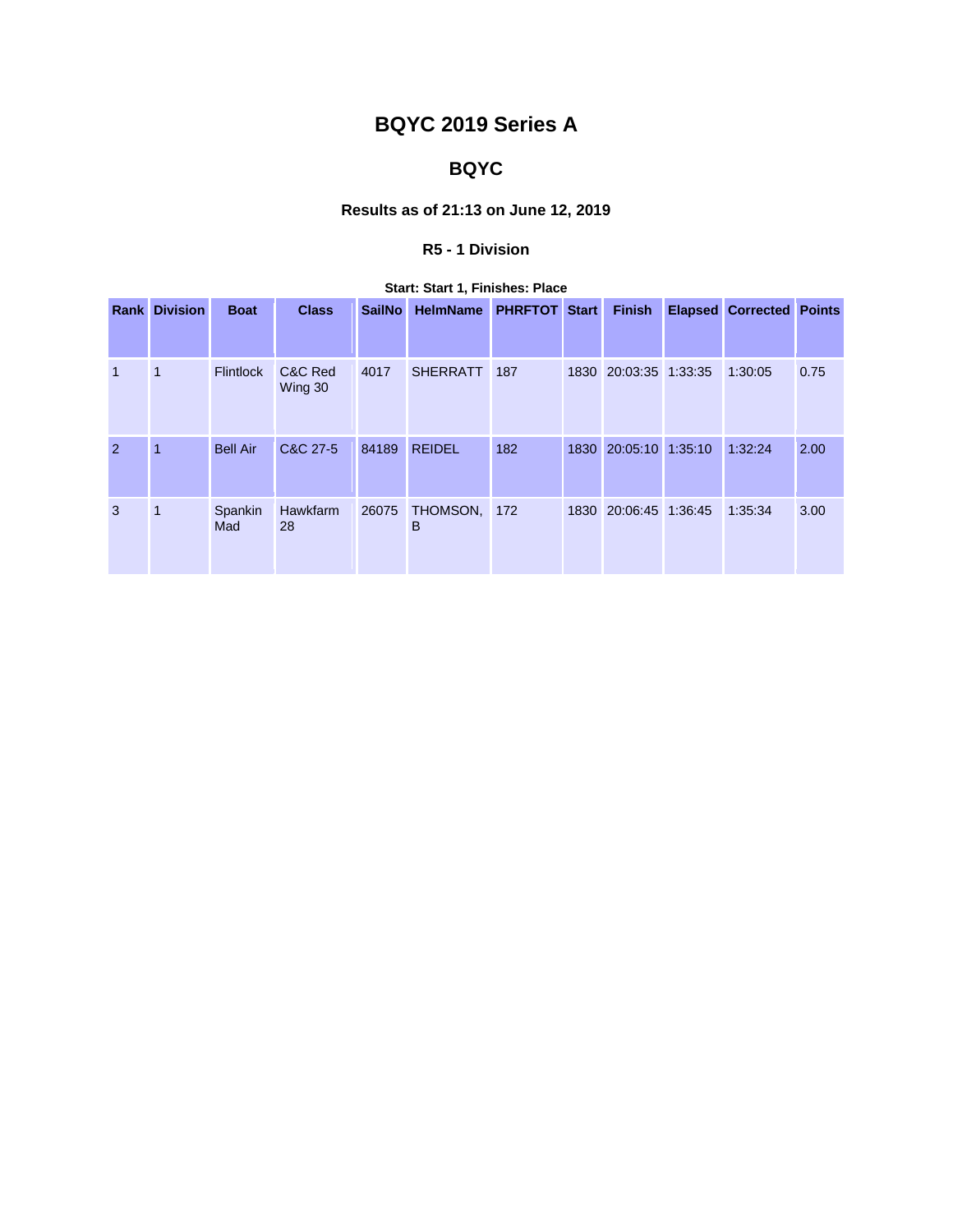# BQYC 2019 Series A

## BQYC

### Results as of 21:13 on June 12, 2019

#### R5 - 1 Division

**Start: Start 1, Finishes: Place**

| Rank | Division | Boat | Class | SailNo | HelmName | PHRFTOT | Start | Finish | Elapsed | Corrected | Points |
|---|---|---|---|---|---|---|---|---|---|---|---|
| 1 | 1 | Flintlock | C&C Red Wing 30 | 4017 | SHERRATT | 187 | 1830 | 20:03:35 | 1:33:35 | 1:30:05 | 0.75 |
| 2 | 1 | Bell Air | C&C 27-5 | 84189 | REIDEL | 182 | 1830 | 20:05:10 | 1:35:10 | 1:32:24 | 2.00 |
| 3 | 1 | Spankin Mad | Hawkfarm 28 | 26075 | THOMSON, B | 172 | 1830 | 20:06:45 | 1:36:45 | 1:35:34 | 3.00 |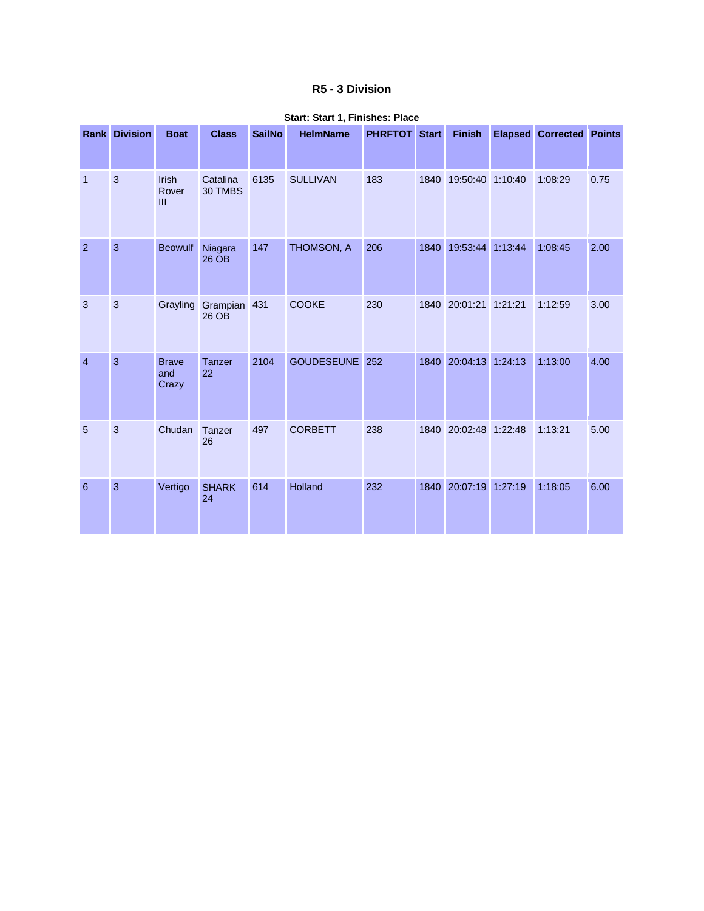### R5 - 3 Division

**Start: Start 1, Finishes: Place**

| Rank | Division | Boat | Class | SailNo | HelmName | PHRFTOT | Start | Finish | Elapsed | Corrected | Points |
|---|---|---|---|---|---|---|---|---|---|---|---|
| 1 | 3 | Irish Rover III | Catalina 30 TMBS | 6135 | SULLIVAN | 183 | 1840 | 19:50:40 | 1:10:40 | 1:08:29 | 0.75 |
| 2 | 3 | Beowulf | Niagara 26 OB | 147 | THOMSON, A | 206 | 1840 | 19:53:44 | 1:13:44 | 1:08:45 | 2.00 |
| 3 | 3 | Grayling | Grampian 26 OB | 431 | COOKE | 230 | 1840 | 20:01:21 | 1:21:21 | 1:12:59 | 3.00 |
| 4 | 3 | Brave and Crazy | Tanzer 22 | 2104 | GOUDESEUNE | 252 | 1840 | 20:04:13 | 1:24:13 | 1:13:00 | 4.00 |
| 5 | 3 | Chudan | Tanzer 26 | 497 | CORBETT | 238 | 1840 | 20:02:48 | 1:22:48 | 1:13:21 | 5.00 |
| 6 | 3 | Vertigo | SHARK 24 | 614 | Holland | 232 | 1840 | 20:07:19 | 1:27:19 | 1:18:05 | 6.00 |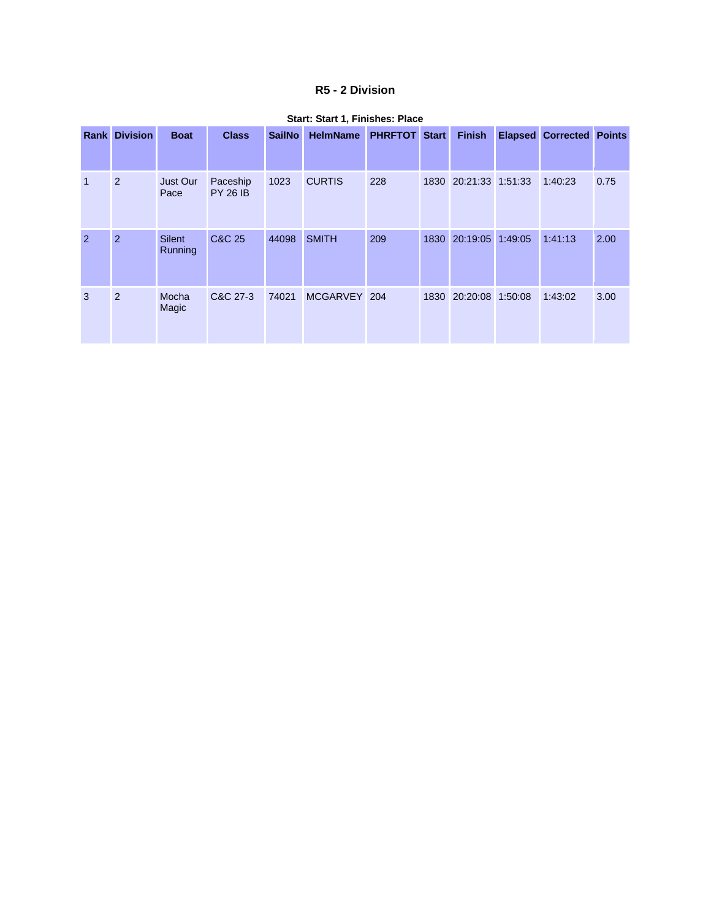# R5 - 2 Division

**Start: Start 1, Finishes: Place**

| Rank | Division | Boat | Class | SailNo | HelmName | PHRFTOT | Start | Finish | Elapsed | Corrected | Points |
|---|---|---|---|---|---|---|---|---|---|---|---|
| 1 | 2 | Just Our Pace | Paceship PY 26 IB | 1023 | CURTIS | 228 | 1830 | 20:21:33 | 1:51:33 | 1:40:23 | 0.75 |
| 2 | 2 | Silent Running | C&C 25 | 44098 | SMITH | 209 | 1830 | 20:19:05 | 1:49:05 | 1:41:13 | 2.00 |
| 3 | 2 | Mocha Magic | C&C 27-3 | 74021 | MCGARVEY | 204 | 1830 | 20:20:08 | 1:50:08 | 1:43:02 | 3.00 |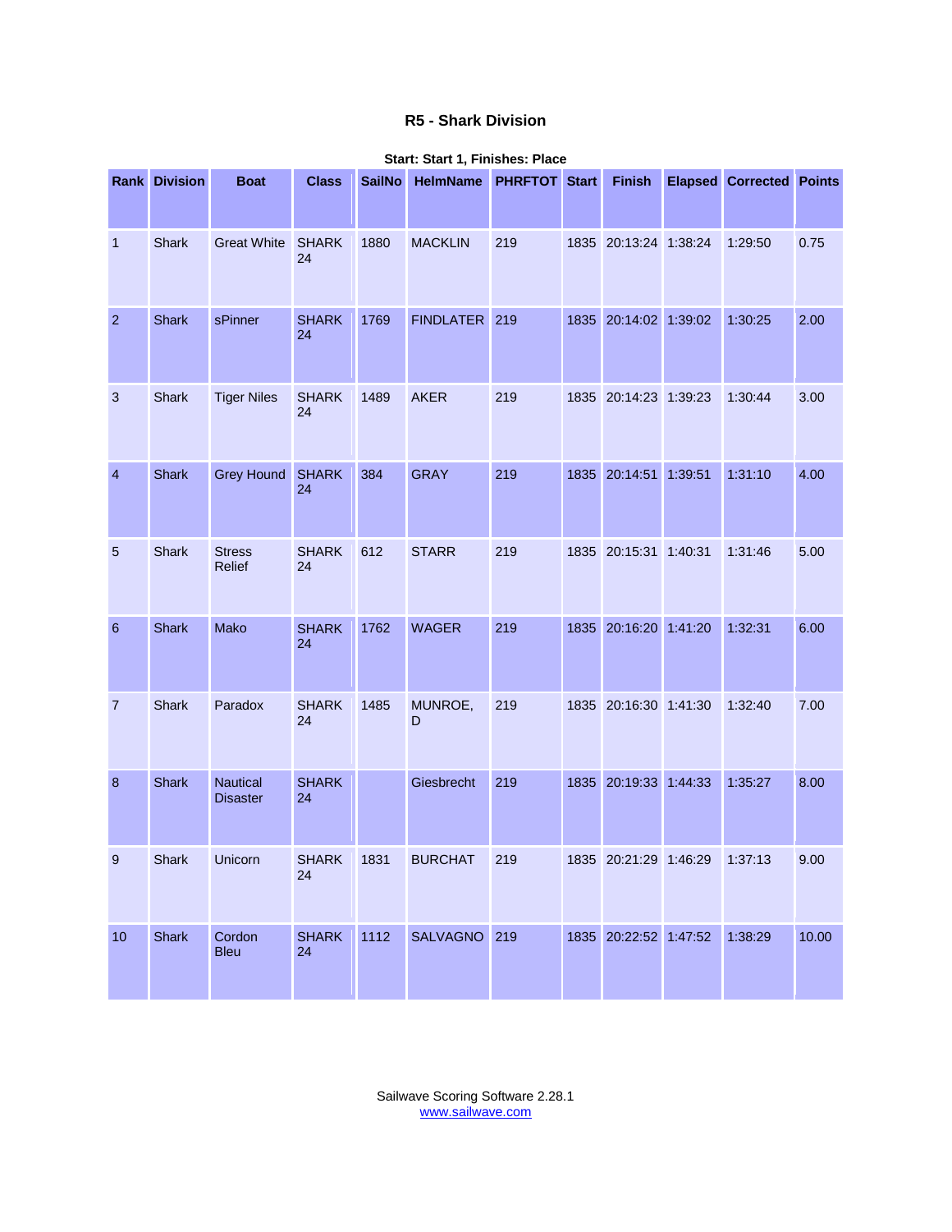### R5 - Shark Division

**Start: Start 1, Finishes: Place**

| Rank | Division | Boat | Class | SailNo | HelmName | PHRFTOT | Start | Finish | Elapsed | Corrected | Points |
|---|---|---|---|---|---|---|---|---|---|---|---|
| 1 | Shark | Great White | SHARK 24 | 1880 | MACKLIN | 219 | 1835 | 20:13:24 | 1:38:24 | 1:29:50 | 0.75 |
| 2 | Shark | sPinner | SHARK 24 | 1769 | FINDLATER | 219 | 1835 | 20:14:02 | 1:39:02 | 1:30:25 | 2.00 |
| 3 | Shark | Tiger Niles | SHARK 24 | 1489 | AKER | 219 | 1835 | 20:14:23 | 1:39:23 | 1:30:44 | 3.00 |
| 4 | Shark | Grey Hound | SHARK 24 | 384 | GRAY | 219 | 1835 | 20:14:51 | 1:39:51 | 1:31:10 | 4.00 |
| 5 | Shark | Stress Relief | SHARK 24 | 612 | STARR | 219 | 1835 | 20:15:31 | 1:40:31 | 1:31:46 | 5.00 |
| 6 | Shark | Mako | SHARK 24 | 1762 | WAGER | 219 | 1835 | 20:16:20 | 1:41:20 | 1:32:31 | 6.00 |
| 7 | Shark | Paradox | SHARK 24 | 1485 | MUNROE, D | 219 | 1835 | 20:16:30 | 1:41:30 | 1:32:40 | 7.00 |
| 8 | Shark | Nautical Disaster | SHARK 24 | | Giesbrecht | 219 | 1835 | 20:19:33 | 1:44:33 | 1:35:27 | 8.00 |
| 9 | Shark | Unicorn | SHARK 24 | 1831 | BURCHAT | 219 | 1835 | 20:21:29 | 1:46:29 | 1:37:13 | 9.00 |
| 10 | Shark | Cordon Bleu | SHARK 24 | 1112 | SALVAGNO | 219 | 1835 | 20:22:52 | 1:47:52 | 1:38:29 | 10.00 |

Sailwave Scoring Software 2.28.1
www.sailwave.com